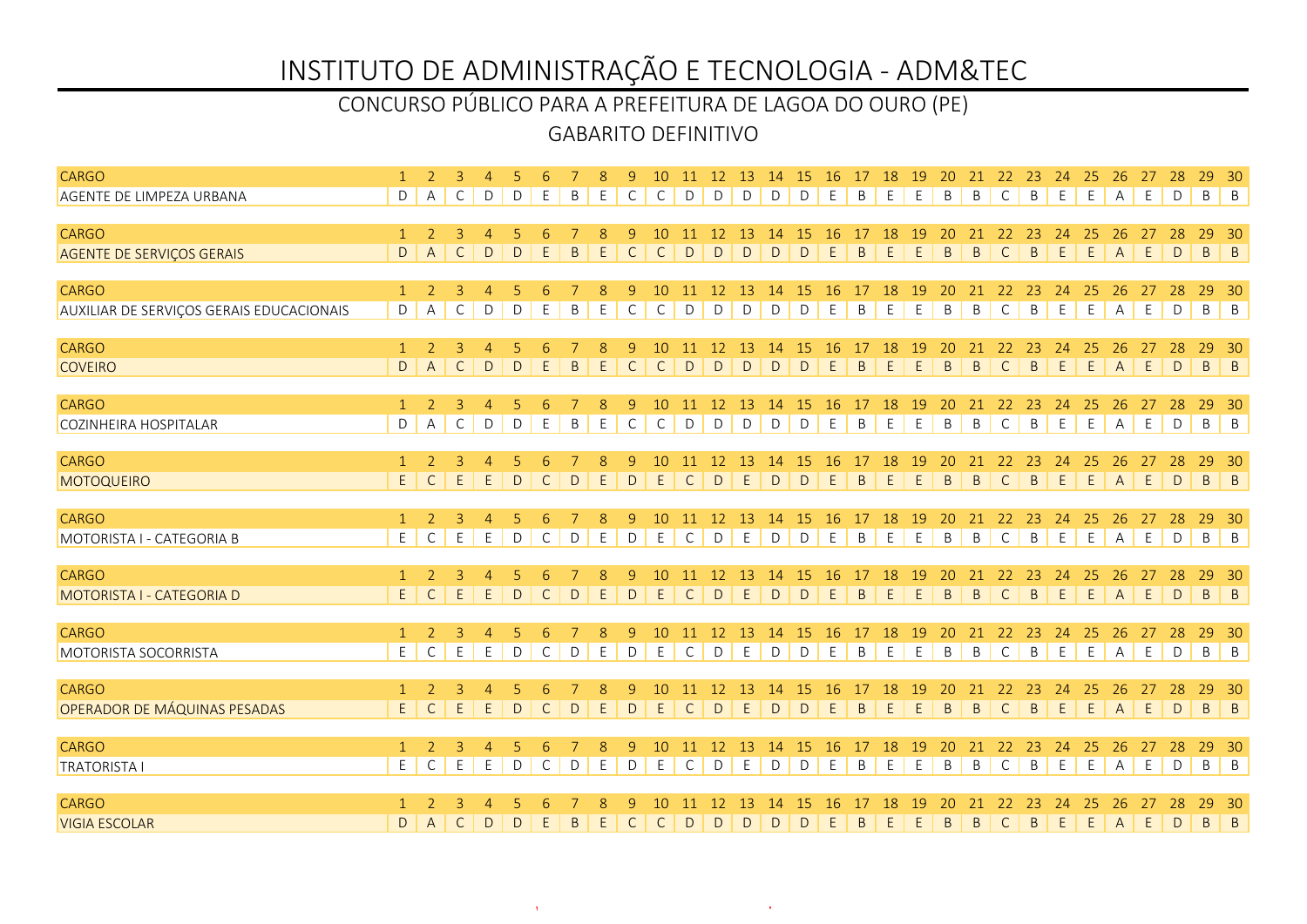# INSTITUTO DE ADMINISTRAÇÃO E TECNOLOGIA - ADM&TEC

## CONCURSO PÚBLICO PARA A PREFEITURA DE LAGOA DO OURO (PE)

## GABARITO DEFINITIVO

| CARGO | 1 | 2 | 3 | 4 | 5 | 6 | 7 | 8 | 9 | 10 | 11 | 12 | 13 | 14 | 15 | 16 | 17 | 18 | 19 | 20 | 21 | 22 | 23 | 24 | 25 | 26 | 27 | 28 | 29 | 30 |
|---|---|---|---|---|---|---|---|---|---|---|---|---|---|---|---|---|---|---|---|---|---|---|---|---|---|---|---|---|---|---|
| AGENTE DE LIMPEZA URBANA | D | A | C | D | D | E | B | E | C | C | D | D | D | D | D | E | B | E | E | B | B | C | B | E | E | A | E | D | B | B |

| CARGO | 1 | 2 | 3 | 4 | 5 | 6 | 7 | 8 | 9 | 10 | 11 | 12 | 13 | 14 | 15 | 16 | 17 | 18 | 19 | 20 | 21 | 22 | 23 | 24 | 25 | 26 | 27 | 28 | 29 | 30 |
|---|---|---|---|---|---|---|---|---|---|---|---|---|---|---|---|---|---|---|---|---|---|---|---|---|---|---|---|---|---|---|
| AGENTE DE SERVIÇOS GERAIS | D | A | C | D | D | E | B | E | C | C | D | D | D | D | D | E | B | E | E | B | B | C | B | E | E | A | E | D | B | B |

| CARGO | 1 | 2 | 3 | 4 | 5 | 6 | 7 | 8 | 9 | 10 | 11 | 12 | 13 | 14 | 15 | 16 | 17 | 18 | 19 | 20 | 21 | 22 | 23 | 24 | 25 | 26 | 27 | 28 | 29 | 30 |
|---|---|---|---|---|---|---|---|---|---|---|---|---|---|---|---|---|---|---|---|---|---|---|---|---|---|---|---|---|---|---|
| AUXILIAR DE SERVIÇOS GERAIS EDUCACIONAIS | D | A | C | D | D | E | B | E | C | C | D | D | D | D | D | E | B | E | E | B | B | C | B | E | E | A | E | D | B | B |

| CARGO | 1 | 2 | 3 | 4 | 5 | 6 | 7 | 8 | 9 | 10 | 11 | 12 | 13 | 14 | 15 | 16 | 17 | 18 | 19 | 20 | 21 | 22 | 23 | 24 | 25 | 26 | 27 | 28 | 29 | 30 |
|---|---|---|---|---|---|---|---|---|---|---|---|---|---|---|---|---|---|---|---|---|---|---|---|---|---|---|---|---|---|---|
| COVEIRO | D | A | C | D | D | E | B | E | C | C | D | D | D | D | D | E | B | E | E | B | B | C | B | E | E | A | E | D | B | B |

| CARGO | 1 | 2 | 3 | 4 | 5 | 6 | 7 | 8 | 9 | 10 | 11 | 12 | 13 | 14 | 15 | 16 | 17 | 18 | 19 | 20 | 21 | 22 | 23 | 24 | 25 | 26 | 27 | 28 | 29 | 30 |
|---|---|---|---|---|---|---|---|---|---|---|---|---|---|---|---|---|---|---|---|---|---|---|---|---|---|---|---|---|---|---|
| COZINHEIRA HOSPITALAR | D | A | C | D | D | E | B | E | C | C | D | D | D | D | D | E | B | E | E | B | B | C | B | E | E | A | E | D | B | B |

| CARGO | 1 | 2 | 3 | 4 | 5 | 6 | 7 | 8 | 9 | 10 | 11 | 12 | 13 | 14 | 15 | 16 | 17 | 18 | 19 | 20 | 21 | 22 | 23 | 24 | 25 | 26 | 27 | 28 | 29 | 30 |
|---|---|---|---|---|---|---|---|---|---|---|---|---|---|---|---|---|---|---|---|---|---|---|---|---|---|---|---|---|---|---|
| MOTOQUEIRO | E | C | E | E | D | C | D | E | D | E | C | D | E | D | D | E | B | E | E | B | B | C | B | E | E | A | E | D | B | B |

| CARGO | 1 | 2 | 3 | 4 | 5 | 6 | 7 | 8 | 9 | 10 | 11 | 12 | 13 | 14 | 15 | 16 | 17 | 18 | 19 | 20 | 21 | 22 | 23 | 24 | 25 | 26 | 27 | 28 | 29 | 30 |
|---|---|---|---|---|---|---|---|---|---|---|---|---|---|---|---|---|---|---|---|---|---|---|---|---|---|---|---|---|---|---|
| MOTORISTA I - CATEGORIA B | E | C | E | E | D | C | D | E | D | E | C | D | E | D | D | E | B | E | E | B | B | C | B | E | E | A | E | D | B | B |

| CARGO | 1 | 2 | 3 | 4 | 5 | 6 | 7 | 8 | 9 | 10 | 11 | 12 | 13 | 14 | 15 | 16 | 17 | 18 | 19 | 20 | 21 | 22 | 23 | 24 | 25 | 26 | 27 | 28 | 29 | 30 |
|---|---|---|---|---|---|---|---|---|---|---|---|---|---|---|---|---|---|---|---|---|---|---|---|---|---|---|---|---|---|---|
| MOTORISTA I - CATEGORIA D | E | C | E | E | D | C | D | E | D | E | C | D | E | D | D | E | B | E | E | B | B | C | B | E | E | A | E | D | B | B |

| CARGO | 1 | 2 | 3 | 4 | 5 | 6 | 7 | 8 | 9 | 10 | 11 | 12 | 13 | 14 | 15 | 16 | 17 | 18 | 19 | 20 | 21 | 22 | 23 | 24 | 25 | 26 | 27 | 28 | 29 | 30 |
|---|---|---|---|---|---|---|---|---|---|---|---|---|---|---|---|---|---|---|---|---|---|---|---|---|---|---|---|---|---|---|
| MOTORISTA SOCORRISTA | E | C | E | E | D | C | D | E | D | E | C | D | E | D | D | E | B | E | E | B | B | C | B | E | E | A | E | D | B | B |

| CARGO | 1 | 2 | 3 | 4 | 5 | 6 | 7 | 8 | 9 | 10 | 11 | 12 | 13 | 14 | 15 | 16 | 17 | 18 | 19 | 20 | 21 | 22 | 23 | 24 | 25 | 26 | 27 | 28 | 29 | 30 |
|---|---|---|---|---|---|---|---|---|---|---|---|---|---|---|---|---|---|---|---|---|---|---|---|---|---|---|---|---|---|---|
| OPERADOR DE MÁQUINAS PESADAS | E | C | E | E | D | C | D | E | D | E | C | D | E | D | D | E | B | E | E | B | B | C | B | E | E | A | E | D | B | B |

| CARGO | 1 | 2 | 3 | 4 | 5 | 6 | 7 | 8 | 9 | 10 | 11 | 12 | 13 | 14 | 15 | 16 | 17 | 18 | 19 | 20 | 21 | 22 | 23 | 24 | 25 | 26 | 27 | 28 | 29 | 30 |
|---|---|---|---|---|---|---|---|---|---|---|---|---|---|---|---|---|---|---|---|---|---|---|---|---|---|---|---|---|---|---|
| TRATORISTA I | E | C | E | E | D | C | D | E | D | E | C | D | E | D | D | E | B | E | E | B | B | C | B | E | E | A | E | D | B | B |

| CARGO | 1 | 2 | 3 | 4 | 5 | 6 | 7 | 8 | 9 | 10 | 11 | 12 | 13 | 14 | 15 | 16 | 17 | 18 | 19 | 20 | 21 | 22 | 23 | 24 | 25 | 26 | 27 | 28 | 29 | 30 |
|---|---|---|---|---|---|---|---|---|---|---|---|---|---|---|---|---|---|---|---|---|---|---|---|---|---|---|---|---|---|---|
| VIGIA ESCOLAR | D | A | C | D | D | E | B | E | C | C | D | D | D | D | D | E | B | E | E | B | B | C | B | E | E | A | E | D | B | B |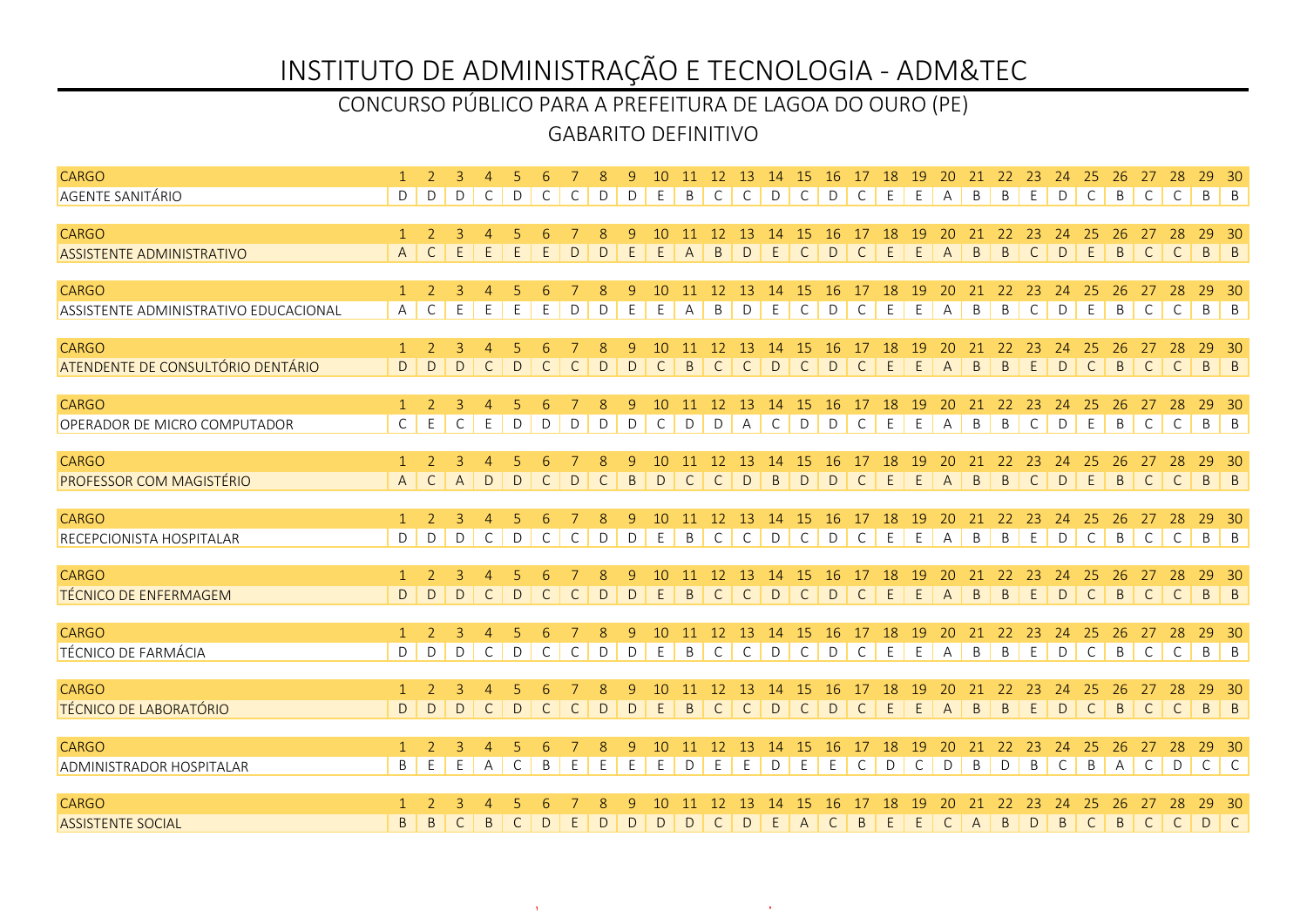# INSTITUTO DE ADMINISTRAÇÃO E TECNOLOGIA - ADM&TEC

## CONCURSO PÚBLICO PARA A PREFEITURA DE LAGOA DO OURO (PE)

## GABARITO DEFINITIVO

| CARGO | 1 | 2 | 3 | 4 | 5 | 6 | 7 | 8 | 9 | 10 | 11 | 12 | 13 | 14 | 15 | 16 | 17 | 18 | 19 | 20 | 21 | 22 | 23 | 24 | 25 | 26 | 27 | 28 | 29 | 30 |
|---|---|---|---|---|---|---|---|---|---|---|---|---|---|---|---|---|---|---|---|---|---|---|---|---|---|---|---|---|---|---|
| AGENTE SANITÁRIO | D | D | D | C | D | C | C | D | D | E | B | C | C | D | C | D | C | E | E | A | B | B | E | D | C | B | C | C | B | B |

| CARGO | 1 | 2 | 3 | 4 | 5 | 6 | 7 | 8 | 9 | 10 | 11 | 12 | 13 | 14 | 15 | 16 | 17 | 18 | 19 | 20 | 21 | 22 | 23 | 24 | 25 | 26 | 27 | 28 | 29 | 30 |
|---|---|---|---|---|---|---|---|---|---|---|---|---|---|---|---|---|---|---|---|---|---|---|---|---|---|---|---|---|---|---|
| ASSISTENTE ADMINISTRATIVO | A | C | E | E | E | E | D | D | E | E | A | B | D | E | C | D | C | E | E | A | B | B | C | D | E | B | C | C | B | B |

| CARGO | 1 | 2 | 3 | 4 | 5 | 6 | 7 | 8 | 9 | 10 | 11 | 12 | 13 | 14 | 15 | 16 | 17 | 18 | 19 | 20 | 21 | 22 | 23 | 24 | 25 | 26 | 27 | 28 | 29 | 30 |
|---|---|---|---|---|---|---|---|---|---|---|---|---|---|---|---|---|---|---|---|---|---|---|---|---|---|---|---|---|---|---|
| ASSISTENTE ADMINISTRATIVO EDUCACIONAL | A | C | E | E | E | E | D | D | E | E | A | B | D | E | C | D | C | E | E | A | B | B | C | D | E | B | C | C | B | B |

| CARGO | 1 | 2 | 3 | 4 | 5 | 6 | 7 | 8 | 9 | 10 | 11 | 12 | 13 | 14 | 15 | 16 | 17 | 18 | 19 | 20 | 21 | 22 | 23 | 24 | 25 | 26 | 27 | 28 | 29 | 30 |
|---|---|---|---|---|---|---|---|---|---|---|---|---|---|---|---|---|---|---|---|---|---|---|---|---|---|---|---|---|---|---|
| ATENDENTE DE CONSULTÓRIO DENTÁRIO | D | D | D | C | D | C | C | D | D | C | B | C | C | D | C | D | C | E | E | A | B | B | E | D | C | B | C | C | B | B |

| CARGO | 1 | 2 | 3 | 4 | 5 | 6 | 7 | 8 | 9 | 10 | 11 | 12 | 13 | 14 | 15 | 16 | 17 | 18 | 19 | 20 | 21 | 22 | 23 | 24 | 25 | 26 | 27 | 28 | 29 | 30 |
|---|---|---|---|---|---|---|---|---|---|---|---|---|---|---|---|---|---|---|---|---|---|---|---|---|---|---|---|---|---|---|
| OPERADOR DE MICRO COMPUTADOR | C | E | C | E | D | D | D | D | D | C | D | D | A | C | D | D | C | E | E | A | B | B | C | D | E | B | C | C | B | B |

| CARGO | 1 | 2 | 3 | 4 | 5 | 6 | 7 | 8 | 9 | 10 | 11 | 12 | 13 | 14 | 15 | 16 | 17 | 18 | 19 | 20 | 21 | 22 | 23 | 24 | 25 | 26 | 27 | 28 | 29 | 30 |
|---|---|---|---|---|---|---|---|---|---|---|---|---|---|---|---|---|---|---|---|---|---|---|---|---|---|---|---|---|---|---|
| PROFESSOR COM MAGISTÉRIO | A | C | A | D | D | C | D | C | B | D | C | C | D | B | D | D | C | E | E | A | B | B | C | D | E | B | C | C | B | B |

| CARGO | 1 | 2 | 3 | 4 | 5 | 6 | 7 | 8 | 9 | 10 | 11 | 12 | 13 | 14 | 15 | 16 | 17 | 18 | 19 | 20 | 21 | 22 | 23 | 24 | 25 | 26 | 27 | 28 | 29 | 30 |
|---|---|---|---|---|---|---|---|---|---|---|---|---|---|---|---|---|---|---|---|---|---|---|---|---|---|---|---|---|---|---|
| RECEPCIONISTA HOSPITALAR | D | D | D | C | D | C | C | D | D | E | B | C | C | D | C | D | C | E | E | A | B | B | E | D | C | B | C | C | B | B |

| CARGO | 1 | 2 | 3 | 4 | 5 | 6 | 7 | 8 | 9 | 10 | 11 | 12 | 13 | 14 | 15 | 16 | 17 | 18 | 19 | 20 | 21 | 22 | 23 | 24 | 25 | 26 | 27 | 28 | 29 | 30 |
|---|---|---|---|---|---|---|---|---|---|---|---|---|---|---|---|---|---|---|---|---|---|---|---|---|---|---|---|---|---|---|
| TÉCNICO DE ENFERMAGEM | D | D | D | C | D | C | C | D | D | E | B | C | C | D | C | D | C | E | E | A | B | B | E | D | C | B | C | C | B | B |

| CARGO | 1 | 2 | 3 | 4 | 5 | 6 | 7 | 8 | 9 | 10 | 11 | 12 | 13 | 14 | 15 | 16 | 17 | 18 | 19 | 20 | 21 | 22 | 23 | 24 | 25 | 26 | 27 | 28 | 29 | 30 |
|---|---|---|---|---|---|---|---|---|---|---|---|---|---|---|---|---|---|---|---|---|---|---|---|---|---|---|---|---|---|---|
| TÉCNICO DE FARMÁCIA | D | D | D | C | D | C | C | D | D | E | B | C | C | D | C | D | C | E | E | A | B | B | E | D | C | B | C | C | B | B |

| CARGO | 1 | 2 | 3 | 4 | 5 | 6 | 7 | 8 | 9 | 10 | 11 | 12 | 13 | 14 | 15 | 16 | 17 | 18 | 19 | 20 | 21 | 22 | 23 | 24 | 25 | 26 | 27 | 28 | 29 | 30 |
|---|---|---|---|---|---|---|---|---|---|---|---|---|---|---|---|---|---|---|---|---|---|---|---|---|---|---|---|---|---|---|
| TÉCNICO DE LABORATÓRIO | D | D | D | C | D | C | C | D | D | E | B | C | C | D | C | D | C | E | E | A | B | B | E | D | C | B | C | C | B | B |

| CARGO | 1 | 2 | 3 | 4 | 5 | 6 | 7 | 8 | 9 | 10 | 11 | 12 | 13 | 14 | 15 | 16 | 17 | 18 | 19 | 20 | 21 | 22 | 23 | 24 | 25 | 26 | 27 | 28 | 29 | 30 |
|---|---|---|---|---|---|---|---|---|---|---|---|---|---|---|---|---|---|---|---|---|---|---|---|---|---|---|---|---|---|---|
| ADMINISTRADOR HOSPITALAR | B | E | E | A | C | B | E | E | E | E | D | E | E | D | E | E | C | D | C | D | B | D | B | C | B | A | C | D | C | C |

| CARGO | 1 | 2 | 3 | 4 | 5 | 6 | 7 | 8 | 9 | 10 | 11 | 12 | 13 | 14 | 15 | 16 | 17 | 18 | 19 | 20 | 21 | 22 | 23 | 24 | 25 | 26 | 27 | 28 | 29 | 30 |
|---|---|---|---|---|---|---|---|---|---|---|---|---|---|---|---|---|---|---|---|---|---|---|---|---|---|---|---|---|---|---|
| ASSISTENTE SOCIAL | B | B | C | B | C | D | E | D | D | D | D | C | D | E | A | C | B | E | E | C | A | B | D | B | C | B | C | C | D | C |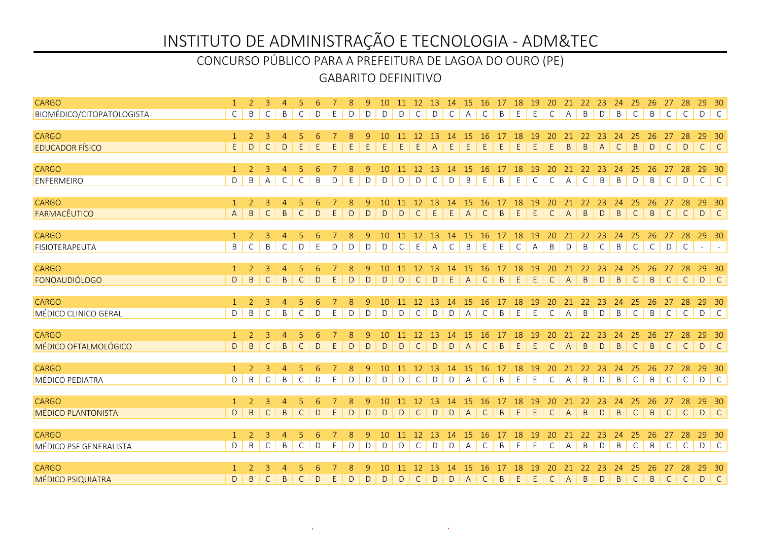# INSTITUTO DE ADMINISTRAÇÃO E TECNOLOGIA - ADM&TEC

## CONCURSO PÚBLICO PARA A PREFEITURA DE LAGOA DO OURO (PE)

### GABARITO DEFINITIVO

| CARGO | 1 | 2 | 3 | 4 | 5 | 6 | 7 | 8 | 9 | 10 | 11 | 12 | 13 | 14 | 15 | 16 | 17 | 18 | 19 | 20 | 21 | 22 | 23 | 24 | 25 | 26 | 27 | 28 | 29 | 30 |
|---|---|---|---|---|---|---|---|---|---|---|---|---|---|---|---|---|---|---|---|---|---|---|---|---|---|---|---|---|---|---|
| BIOMÉDICO/CITOPATOLOGISTA | C | B | C | B | C | D | E | D | D | D | D | C | D | C | A | C | B | E | E | C | A | B | D | B | C | B | C | C | D | C |

| CARGO | 1 | 2 | 3 | 4 | 5 | 6 | 7 | 8 | 9 | 10 | 11 | 12 | 13 | 14 | 15 | 16 | 17 | 18 | 19 | 20 | 21 | 22 | 23 | 24 | 25 | 26 | 27 | 28 | 29 | 30 |
|---|---|---|---|---|---|---|---|---|---|---|---|---|---|---|---|---|---|---|---|---|---|---|---|---|---|---|---|---|---|---|
| EDUCADOR FÍSICO | E | D | C | D | E | E | E | E | E | E | E | E | A | E | E | E | E | E | E | E | B | B | A | C | B | D | C | D | C | C |

| CARGO | 1 | 2 | 3 | 4 | 5 | 6 | 7 | 8 | 9 | 10 | 11 | 12 | 13 | 14 | 15 | 16 | 17 | 18 | 19 | 20 | 21 | 22 | 23 | 24 | 25 | 26 | 27 | 28 | 29 | 30 |
|---|---|---|---|---|---|---|---|---|---|---|---|---|---|---|---|---|---|---|---|---|---|---|---|---|---|---|---|---|---|---|
| ENFERMEIRO | D | B | A | C | C | B | D | E | D | D | D | D | C | D | B | E | B | E | C | C | A | C | B | B | D | B | C | D | C | C |

| CARGO | 1 | 2 | 3 | 4 | 5 | 6 | 7 | 8 | 9 | 10 | 11 | 12 | 13 | 14 | 15 | 16 | 17 | 18 | 19 | 20 | 21 | 22 | 23 | 24 | 25 | 26 | 27 | 28 | 29 | 30 |
|---|---|---|---|---|---|---|---|---|---|---|---|---|---|---|---|---|---|---|---|---|---|---|---|---|---|---|---|---|---|---|
| FARMACÊUTICO | A | B | C | B | C | D | E | D | D | D | D | C | E | E | A | C | B | E | E | C | A | B | D | B | C | B | C | C | D | C |

| CARGO | 1 | 2 | 3 | 4 | 5 | 6 | 7 | 8 | 9 | 10 | 11 | 12 | 13 | 14 | 15 | 16 | 17 | 18 | 19 | 20 | 21 | 22 | 23 | 24 | 25 | 26 | 27 | 28 | 29 | 30 |
|---|---|---|---|---|---|---|---|---|---|---|---|---|---|---|---|---|---|---|---|---|---|---|---|---|---|---|---|---|---|---|
| FISIOTERAPEUTA | B | C | B | C | D | E | D | D | D | D | C | E | A | C | B | E | E | C | A | B | D | B | C | B | C | C | D | C | - | - |

| CARGO | 1 | 2 | 3 | 4 | 5 | 6 | 7 | 8 | 9 | 10 | 11 | 12 | 13 | 14 | 15 | 16 | 17 | 18 | 19 | 20 | 21 | 22 | 23 | 24 | 25 | 26 | 27 | 28 | 29 | 30 |
|---|---|---|---|---|---|---|---|---|---|---|---|---|---|---|---|---|---|---|---|---|---|---|---|---|---|---|---|---|---|---|
| FONOAUDIÓLOGO | D | B | C | B | C | D | E | D | D | D | D | C | D | E | A | C | B | E | E | C | A | B | D | B | C | B | C | C | D | C |

| CARGO | 1 | 2 | 3 | 4 | 5 | 6 | 7 | 8 | 9 | 10 | 11 | 12 | 13 | 14 | 15 | 16 | 17 | 18 | 19 | 20 | 21 | 22 | 23 | 24 | 25 | 26 | 27 | 28 | 29 | 30 |
|---|---|---|---|---|---|---|---|---|---|---|---|---|---|---|---|---|---|---|---|---|---|---|---|---|---|---|---|---|---|---|
| MÉDICO CLINICO GERAL | D | B | C | B | C | D | E | D | D | D | D | C | D | D | A | C | B | E | E | C | A | B | D | B | C | B | C | C | D | C |

| CARGO | 1 | 2 | 3 | 4 | 5 | 6 | 7 | 8 | 9 | 10 | 11 | 12 | 13 | 14 | 15 | 16 | 17 | 18 | 19 | 20 | 21 | 22 | 23 | 24 | 25 | 26 | 27 | 28 | 29 | 30 |
|---|---|---|---|---|---|---|---|---|---|---|---|---|---|---|---|---|---|---|---|---|---|---|---|---|---|---|---|---|---|---|
| MÉDICO OFTALMOLÓGICO | D | B | C | B | C | D | E | D | D | D | D | C | D | D | A | C | B | E | E | C | A | B | D | B | C | B | C | C | D | C |

| CARGO | 1 | 2 | 3 | 4 | 5 | 6 | 7 | 8 | 9 | 10 | 11 | 12 | 13 | 14 | 15 | 16 | 17 | 18 | 19 | 20 | 21 | 22 | 23 | 24 | 25 | 26 | 27 | 28 | 29 | 30 |
|---|---|---|---|---|---|---|---|---|---|---|---|---|---|---|---|---|---|---|---|---|---|---|---|---|---|---|---|---|---|---|
| MÉDICO PEDIATRA | D | B | C | B | C | D | E | D | D | D | D | C | D | D | A | C | B | E | E | C | A | B | D | B | C | B | C | C | D | C |

| CARGO | 1 | 2 | 3 | 4 | 5 | 6 | 7 | 8 | 9 | 10 | 11 | 12 | 13 | 14 | 15 | 16 | 17 | 18 | 19 | 20 | 21 | 22 | 23 | 24 | 25 | 26 | 27 | 28 | 29 | 30 |
|---|---|---|---|---|---|---|---|---|---|---|---|---|---|---|---|---|---|---|---|---|---|---|---|---|---|---|---|---|---|---|
| MÉDICO PLANTONISTA | D | B | C | B | C | D | E | D | D | D | D | C | D | D | A | C | B | E | E | C | A | B | D | B | C | B | C | C | D | C |

| CARGO | 1 | 2 | 3 | 4 | 5 | 6 | 7 | 8 | 9 | 10 | 11 | 12 | 13 | 14 | 15 | 16 | 17 | 18 | 19 | 20 | 21 | 22 | 23 | 24 | 25 | 26 | 27 | 28 | 29 | 30 |
|---|---|---|---|---|---|---|---|---|---|---|---|---|---|---|---|---|---|---|---|---|---|---|---|---|---|---|---|---|---|---|
| MÉDICO PSF GENERALISTA | D | B | C | B | C | D | E | D | D | D | D | C | D | D | A | C | B | E | E | C | A | B | D | B | C | B | C | C | D | C |

| CARGO | 1 | 2 | 3 | 4 | 5 | 6 | 7 | 8 | 9 | 10 | 11 | 12 | 13 | 14 | 15 | 16 | 17 | 18 | 19 | 20 | 21 | 22 | 23 | 24 | 25 | 26 | 27 | 28 | 29 | 30 |
|---|---|---|---|---|---|---|---|---|---|---|---|---|---|---|---|---|---|---|---|---|---|---|---|---|---|---|---|---|---|---|
| MÉDICO PSIQUIATRA | D | B | C | B | C | D | E | D | D | D | D | C | D | D | A | C | B | E | E | C | A | B | D | B | C | B | C | C | D | C |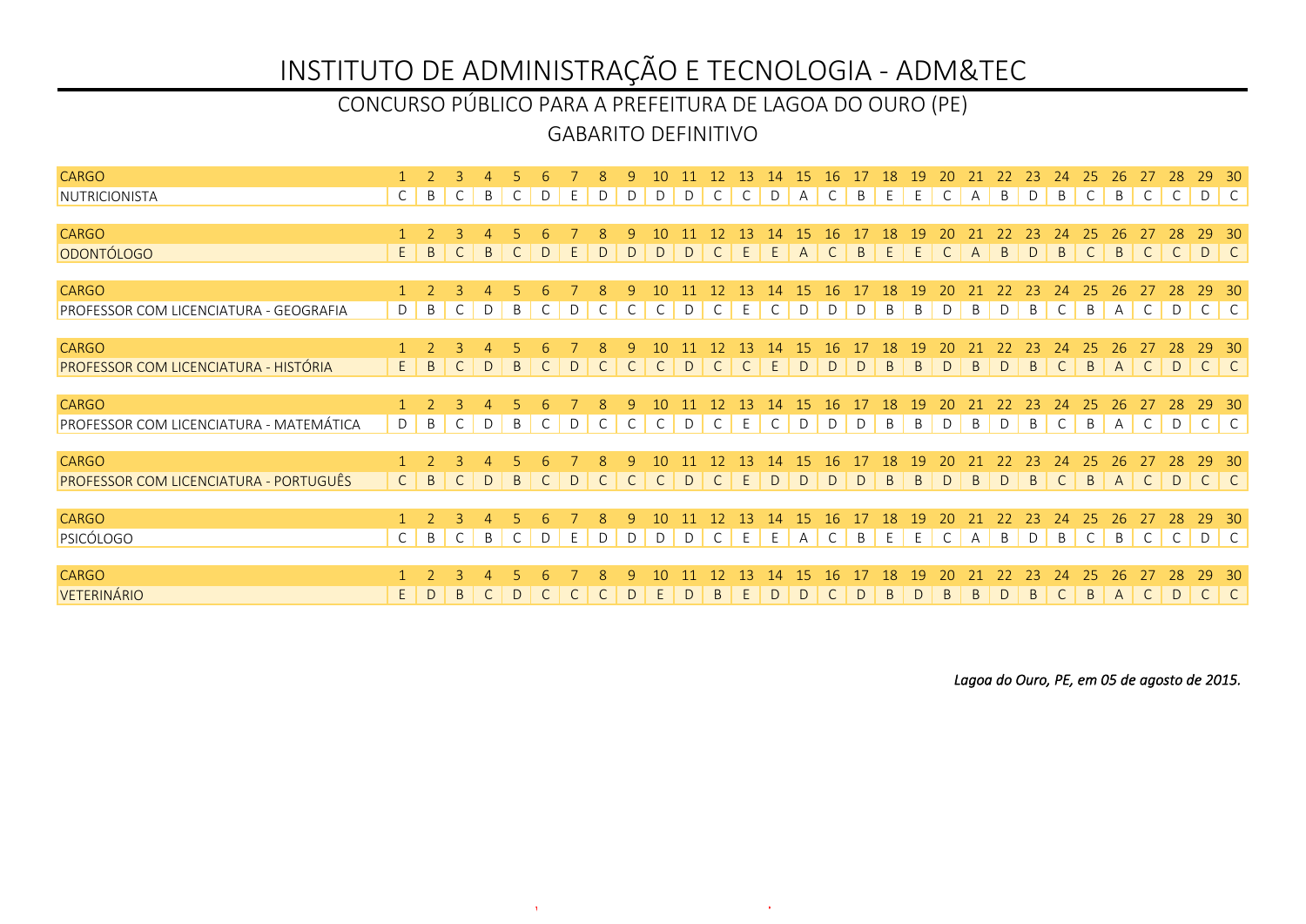# INSTITUTO DE ADMINISTRAÇÃO E TECNOLOGIA - ADM&TEC

## CONCURSO PÚBLICO PARA A PREFEITURA DE LAGOA DO OURO (PE)

## GABARITO DEFINITIVO

| CARGO | 1 | 2 | 3 | 4 | 5 | 6 | 7 | 8 | 9 | 10 | 11 | 12 | 13 | 14 | 15 | 16 | 17 | 18 | 19 | 20 | 21 | 22 | 23 | 24 | 25 | 26 | 27 | 28 | 29 | 30 |
|---|---|---|---|---|---|---|---|---|---|---|---|---|---|---|---|---|---|---|---|---|---|---|---|---|---|---|---|---|---|---|
| NUTRICIONISTA | C | B | C | B | C | D | E | D | D | D | D | C | C | D | A | C | B | E | E | C | A | B | D | B | C | B | C | C | D | C |

| CARGO | 1 | 2 | 3 | 4 | 5 | 6 | 7 | 8 | 9 | 10 | 11 | 12 | 13 | 14 | 15 | 16 | 17 | 18 | 19 | 20 | 21 | 22 | 23 | 24 | 25 | 26 | 27 | 28 | 29 | 30 |
|---|---|---|---|---|---|---|---|---|---|---|---|---|---|---|---|---|---|---|---|---|---|---|---|---|---|---|---|---|---|---|
| ODONTÓLOGO | E | B | C | B | C | D | E | D | D | D | D | C | E | E | A | C | B | E | E | C | A | B | D | B | C | B | C | C | D | C |

| CARGO | 1 | 2 | 3 | 4 | 5 | 6 | 7 | 8 | 9 | 10 | 11 | 12 | 13 | 14 | 15 | 16 | 17 | 18 | 19 | 20 | 21 | 22 | 23 | 24 | 25 | 26 | 27 | 28 | 29 | 30 |
|---|---|---|---|---|---|---|---|---|---|---|---|---|---|---|---|---|---|---|---|---|---|---|---|---|---|---|---|---|---|---|
| PROFESSOR COM LICENCIATURA - GEOGRAFIA | D | B | C | D | B | C | D | C | C | C | D | C | E | C | D | D | D | B | B | D | B | D | B | C | B | A | C | D | C | C |

| CARGO | 1 | 2 | 3 | 4 | 5 | 6 | 7 | 8 | 9 | 10 | 11 | 12 | 13 | 14 | 15 | 16 | 17 | 18 | 19 | 20 | 21 | 22 | 23 | 24 | 25 | 26 | 27 | 28 | 29 | 30 |
|---|---|---|---|---|---|---|---|---|---|---|---|---|---|---|---|---|---|---|---|---|---|---|---|---|---|---|---|---|---|---|
| PROFESSOR COM LICENCIATURA - HISTÓRIA | E | B | C | D | B | C | D | C | C | C | D | C | C | E | D | D | D | B | B | D | B | D | B | C | B | A | C | D | C | C |

| CARGO | 1 | 2 | 3 | 4 | 5 | 6 | 7 | 8 | 9 | 10 | 11 | 12 | 13 | 14 | 15 | 16 | 17 | 18 | 19 | 20 | 21 | 22 | 23 | 24 | 25 | 26 | 27 | 28 | 29 | 30 |
|---|---|---|---|---|---|---|---|---|---|---|---|---|---|---|---|---|---|---|---|---|---|---|---|---|---|---|---|---|---|---|
| PROFESSOR COM LICENCIATURA - MATEMÁTICA | D | B | C | D | B | C | D | C | C | C | D | C | E | C | D | D | D | B | B | D | B | D | B | C | B | A | C | D | C | C |

| CARGO | 1 | 2 | 3 | 4 | 5 | 6 | 7 | 8 | 9 | 10 | 11 | 12 | 13 | 14 | 15 | 16 | 17 | 18 | 19 | 20 | 21 | 22 | 23 | 24 | 25 | 26 | 27 | 28 | 29 | 30 |
|---|---|---|---|---|---|---|---|---|---|---|---|---|---|---|---|---|---|---|---|---|---|---|---|---|---|---|---|---|---|---|
| PROFESSOR COM LICENCIATURA - PORTUGUÊS | C | B | C | D | B | C | D | C | C | C | D | C | E | D | D | D | D | B | B | D | B | D | B | C | B | A | C | D | C | C |

| CARGO | 1 | 2 | 3 | 4 | 5 | 6 | 7 | 8 | 9 | 10 | 11 | 12 | 13 | 14 | 15 | 16 | 17 | 18 | 19 | 20 | 21 | 22 | 23 | 24 | 25 | 26 | 27 | 28 | 29 | 30 |
|---|---|---|---|---|---|---|---|---|---|---|---|---|---|---|---|---|---|---|---|---|---|---|---|---|---|---|---|---|---|---|
| PSICÓLOGO | C | B | C | B | C | D | E | D | D | D | D | C | E | E | A | C | B | E | E | C | A | B | D | B | C | B | C | C | D | C |

| CARGO | 1 | 2 | 3 | 4 | 5 | 6 | 7 | 8 | 9 | 10 | 11 | 12 | 13 | 14 | 15 | 16 | 17 | 18 | 19 | 20 | 21 | 22 | 23 | 24 | 25 | 26 | 27 | 28 | 29 | 30 |
|---|---|---|---|---|---|---|---|---|---|---|---|---|---|---|---|---|---|---|---|---|---|---|---|---|---|---|---|---|---|---|
| VETERINÁRIO | E | D | B | C | D | C | C | C | D | E | D | B | E | D | D | C | D | B | D | B | B | D | B | C | B | A | C | D | C | C |

*Lagoa do Ouro, PE, em 05 de agosto de 2015.*